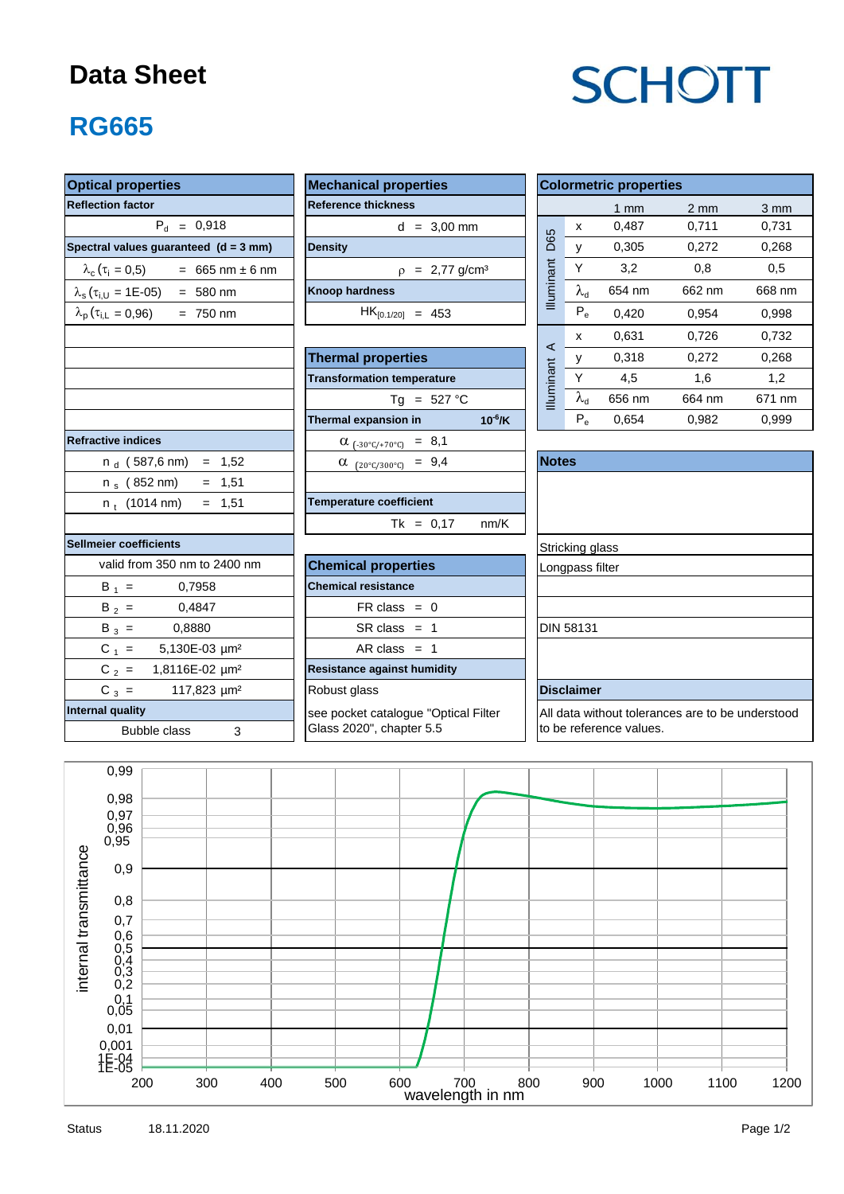# Data Sheet

SCHOTT

## RG665

### Optical properties

| Reflection factor | |
|---|---|
| $P_d$ = 0,918 | |
| **Spectral values guaranteed (d = 3 mm)** | |
| $\lambda_c$ ($\tau_i$ = 0,5) | = 665 nm ± 6 nm |
| $\lambda_s$ ($\tau_{i,U}$ = 1E-05) | = 580 nm |
| $\lambda_p$ ($\tau_{i,L}$ = 0,96) | = 750 nm |

| Refractive indices | |
|---|---|
| $n_d$ (587,6 nm) | = 1,52 |
| $n_s$ (852 nm) | = 1,51 |
| $n_t$ (1014 nm) | = 1,51 |

| Sellmeier coefficients | |
|---|---|
| valid from 350 nm to 2400 nm | |
| $B_1$ = | 0,7958 |
| $B_2$ = | 0,4847 |
| $B_3$ = | 0,8880 |
| $C_1$ = | 5,130E-03 µm² |
| $C_2$ = | 1,8116E-02 µm² |
| $C_3$ = | 117,823 µm² |

| Internal quality | |
|---|---|
| Bubble class | 3 |

### Mechanical properties

| Reference thickness | |
|---|---|
| d = 3,00 mm | |
| **Density** | |
| $\rho$ = 2,77 g/cm³ | |
| **Knoop hardness** | |
| $HK_{[0.1/20]}$ = 453 | |

### Thermal properties

| Transformation temperature | |
|---|---|
| Tg = 527 °C | |
| **Thermal expansion in** | **$10^{-6}$/K** |
| $\alpha_{(-30°C/+70°C)}$ = 8,1 | |
| $\alpha_{(20°C/300°C)}$ = 9,4 | |
| **Temperature coefficient** | |
| Tk = 0,17 | nm/K |

### Chemical properties

| Chemical resistance |
|---|
| FR class = 0 |
| SR class = 1 |
| AR class = 1 |
| **Resistance against humidity** |
| Robust glass |
| see pocket catalogue "Optical Filter Glass 2020", chapter 5.5 |

### Colormetric properties

| | | 1 mm | 2 mm | 3 mm |
|---|---|---|---|---|
| Illuminant D65 | x | 0,487 | 0,711 | 0,731 |
| | y | 0,305 | 0,272 | 0,268 |
| | Y | 3,2 | 0,8 | 0,5 |
| | $\lambda_d$ | 654 nm | 662 nm | 668 nm |
| | $P_e$ | 0,420 | 0,954 | 0,998 |
| Illuminant A | x | 0,631 | 0,726 | 0,732 |
| | y | 0,318 | 0,272 | 0,268 |
| | Y | 4,5 | 1,6 | 1,2 |
| | $\lambda_d$ | 656 nm | 664 nm | 671 nm |
| | $P_e$ | 0,654 | 0,982 | 0,999 |

### Notes

Stricking glass

Longpass filter

DIN 58131

### Disclaimer

All data without tolerances are to be understood to be reference values.

Status 18.11.2020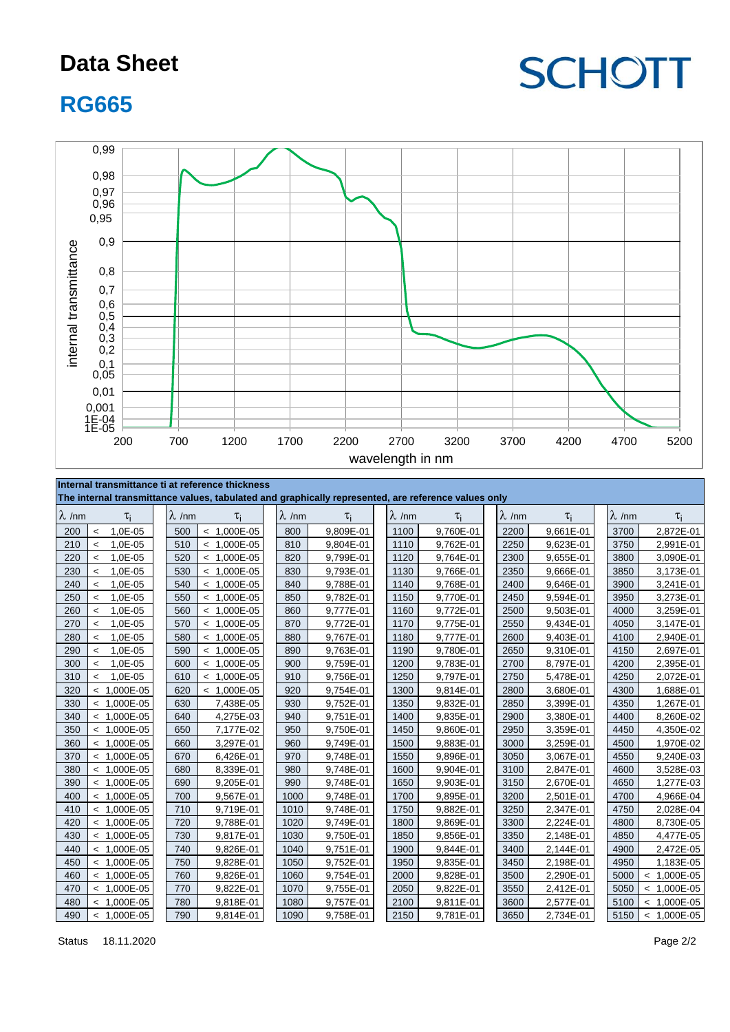# Data Sheet

SCHOTT

## RG665

internal transmittance

0,99
0,98
0,97
0,96
0,95
0,9
0,8
0,7
0,6
0,5
0,4
0,3
0,2
0,1
0,05
0,01
0,001
1E-04
1E-05

200 700 1200 1700 2200 2700 3200 3700 4200 4700 5200

wavelength in nm

**Internal transmittance ti at reference thickness**

**The internal transmittance values, tabulated and graphically represented, are reference values only**

| λ /nm | $\tau_i$ | λ /nm | $\tau_i$ | λ /nm | $\tau_i$ | λ /nm | $\tau_i$ | λ /nm | $\tau_i$ | λ /nm | $\tau_i$ |
|---|---|---|---|---|---|---|---|---|---|---|---|
| 200 | < 1,0E-05 | 500 | < 1,000E-05 | 800 | 9,809E-01 | 1100 | 9,760E-01 | 2200 | 9,661E-01 | 3700 | 2,872E-01 |
| 210 | < 1,0E-05 | 510 | < 1,000E-05 | 810 | 9,804E-01 | 1110 | 9,762E-01 | 2250 | 9,623E-01 | 3750 | 2,991E-01 |
| 220 | < 1,0E-05 | 520 | < 1,000E-05 | 820 | 9,799E-01 | 1120 | 9,764E-01 | 2300 | 9,655E-01 | 3800 | 3,090E-01 |
| 230 | < 1,0E-05 | 530 | < 1,000E-05 | 830 | 9,793E-01 | 1130 | 9,766E-01 | 2350 | 9,666E-01 | 3850 | 3,173E-01 |
| 240 | < 1,0E-05 | 540 | < 1,000E-05 | 840 | 9,788E-01 | 1140 | 9,768E-01 | 2400 | 9,646E-01 | 3900 | 3,241E-01 |
| 250 | < 1,0E-05 | 550 | < 1,000E-05 | 850 | 9,782E-01 | 1150 | 9,770E-01 | 2450 | 9,594E-01 | 3950 | 3,273E-01 |
| 260 | < 1,0E-05 | 560 | < 1,000E-05 | 860 | 9,777E-01 | 1160 | 9,772E-01 | 2500 | 9,503E-01 | 4000 | 3,259E-01 |
| 270 | < 1,0E-05 | 570 | < 1,000E-05 | 870 | 9,772E-01 | 1170 | 9,775E-01 | 2550 | 9,434E-01 | 4050 | 3,147E-01 |
| 280 | < 1,0E-05 | 580 | < 1,000E-05 | 880 | 9,767E-01 | 1180 | 9,777E-01 | 2600 | 9,403E-01 | 4100 | 2,940E-01 |
| 290 | < 1,0E-05 | 590 | < 1,000E-05 | 890 | 9,763E-01 | 1190 | 9,780E-01 | 2650 | 9,310E-01 | 4150 | 2,697E-01 |
| 300 | < 1,0E-05 | 600 | < 1,000E-05 | 900 | 9,759E-01 | 1200 | 9,783E-01 | 2700 | 8,797E-01 | 4200 | 2,395E-01 |
| 310 | < 1,0E-05 | 610 | < 1,000E-05 | 910 | 9,756E-01 | 1250 | 9,797E-01 | 2750 | 5,478E-01 | 4250 | 2,072E-01 |
| 320 | < 1,000E-05 | 620 | < 1,000E-05 | 920 | 9,754E-01 | 1300 | 9,814E-01 | 2800 | 3,680E-01 | 4300 | 1,688E-01 |
| 330 | < 1,000E-05 | 630 | 7,438E-05 | 930 | 9,752E-01 | 1350 | 9,832E-01 | 2850 | 3,399E-01 | 4350 | 1,267E-01 |
| 340 | < 1,000E-05 | 640 | 4,275E-03 | 940 | 9,751E-01 | 1400 | 9,835E-01 | 2900 | 3,380E-01 | 4400 | 8,260E-02 |
| 350 | < 1,000E-05 | 650 | 7,177E-02 | 950 | 9,750E-01 | 1450 | 9,860E-01 | 2950 | 3,359E-01 | 4450 | 4,350E-02 |
| 360 | < 1,000E-05 | 660 | 3,297E-01 | 960 | 9,749E-01 | 1500 | 9,883E-01 | 3000 | 3,259E-01 | 4500 | 1,970E-02 |
| 370 | < 1,000E-05 | 670 | 6,426E-01 | 970 | 9,748E-01 | 1550 | 9,896E-01 | 3050 | 3,067E-01 | 4550 | 9,240E-03 |
| 380 | < 1,000E-05 | 680 | 8,339E-01 | 980 | 9,748E-01 | 1600 | 9,904E-01 | 3100 | 2,847E-01 | 4600 | 3,528E-03 |
| 390 | < 1,000E-05 | 690 | 9,205E-01 | 990 | 9,748E-01 | 1650 | 9,903E-01 | 3150 | 2,670E-01 | 4650 | 1,277E-03 |
| 400 | < 1,000E-05 | 700 | 9,567E-01 | 1000 | 9,748E-01 | 1700 | 9,895E-01 | 3200 | 2,501E-01 | 4700 | 4,966E-04 |
| 410 | < 1,000E-05 | 710 | 9,719E-01 | 1010 | 9,748E-01 | 1750 | 9,882E-01 | 3250 | 2,347E-01 | 4750 | 2,028E-04 |
| 420 | < 1,000E-05 | 720 | 9,788E-01 | 1020 | 9,749E-01 | 1800 | 9,869E-01 | 3300 | 2,224E-01 | 4800 | 8,730E-05 |
| 430 | < 1,000E-05 | 730 | 9,817E-01 | 1030 | 9,750E-01 | 1850 | 9,856E-01 | 3350 | 2,148E-01 | 4850 | 4,477E-05 |
| 440 | < 1,000E-05 | 740 | 9,826E-01 | 1040 | 9,751E-01 | 1900 | 9,844E-01 | 3400 | 2,144E-01 | 4900 | 2,472E-05 |
| 450 | < 1,000E-05 | 750 | 9,828E-01 | 1050 | 9,752E-01 | 1950 | 9,835E-01 | 3450 | 2,198E-01 | 4950 | 1,183E-05 |
| 460 | < 1,000E-05 | 760 | 9,826E-01 | 1060 | 9,754E-01 | 2000 | 9,828E-01 | 3500 | 2,290E-01 | 5000 | < 1,000E-05 |
| 470 | < 1,000E-05 | 770 | 9,822E-01 | 1070 | 9,755E-01 | 2050 | 9,822E-01 | 3550 | 2,412E-01 | 5050 | < 1,000E-05 |
| 480 | < 1,000E-05 | 780 | 9,818E-01 | 1080 | 9,757E-01 | 2100 | 9,811E-01 | 3600 | 2,577E-01 | 5100 | < 1,000E-05 |
| 490 | < 1,000E-05 | 790 | 9,814E-01 | 1090 | 9,758E-01 | 2150 | 9,781E-01 | 3650 | 2,734E-01 | 5150 | < 1,000E-05 |

Status 18.11.2020